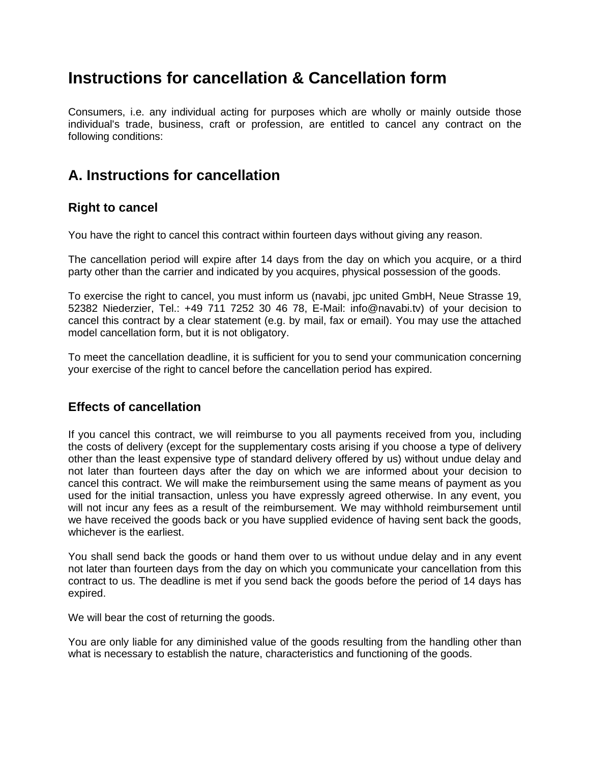# Instructions for cancellation & Cancellation form

Consumers, i.e. any individual acting for purposes which are wholly or mainly outside those individual's trade, business, craft or profession, are entitled to cancel any contract on the following conditions:

## A. Instructions for cancellation

### Right to cancel

You have the right to cancel this contract within fourteen days without giving any reason.

The cancellation period will expire after 14 days from the day on which you acquire, or a third party other than the carrier and indicated by you acquires, physical possession of the goods.

To exercise the right to cancel, you must inform us (navabi, jpc united GmbH, Neue Strasse 19, 52382 Niederzier, Tel.: +49 711 7252 30 46 78, E-Mail: info@navabi.tv) of your decision to cancel this contract by a clear statement (e.g. by mail, fax or email). You may use the attached model cancellation form, but it is not obligatory.

To meet the cancellation deadline, it is sufficient for you to send your communication concerning your exercise of the right to cancel before the cancellation period has expired.

### Effects of cancellation

If you cancel this contract, we will reimburse to you all payments received from you, including the costs of delivery (except for the supplementary costs arising if you choose a type of delivery other than the least expensive type of standard delivery offered by us) without undue delay and not later than fourteen days after the day on which we are informed about your decision to cancel this contract. We will make the reimbursement using the same means of payment as you used for the initial transaction, unless you have expressly agreed otherwise. In any event, you will not incur any fees as a result of the reimbursement. We may withhold reimbursement until we have received the goods back or you have supplied evidence of having sent back the goods, whichever is the earliest.

You shall send back the goods or hand them over to us without undue delay and in any event not later than fourteen days from the day on which you communicate your cancellation from this contract to us. The deadline is met if you send back the goods before the period of 14 days has expired.

We will bear the cost of returning the goods.

You are only liable for any diminished value of the goods resulting from the handling other than what is necessary to establish the nature, characteristics and functioning of the goods.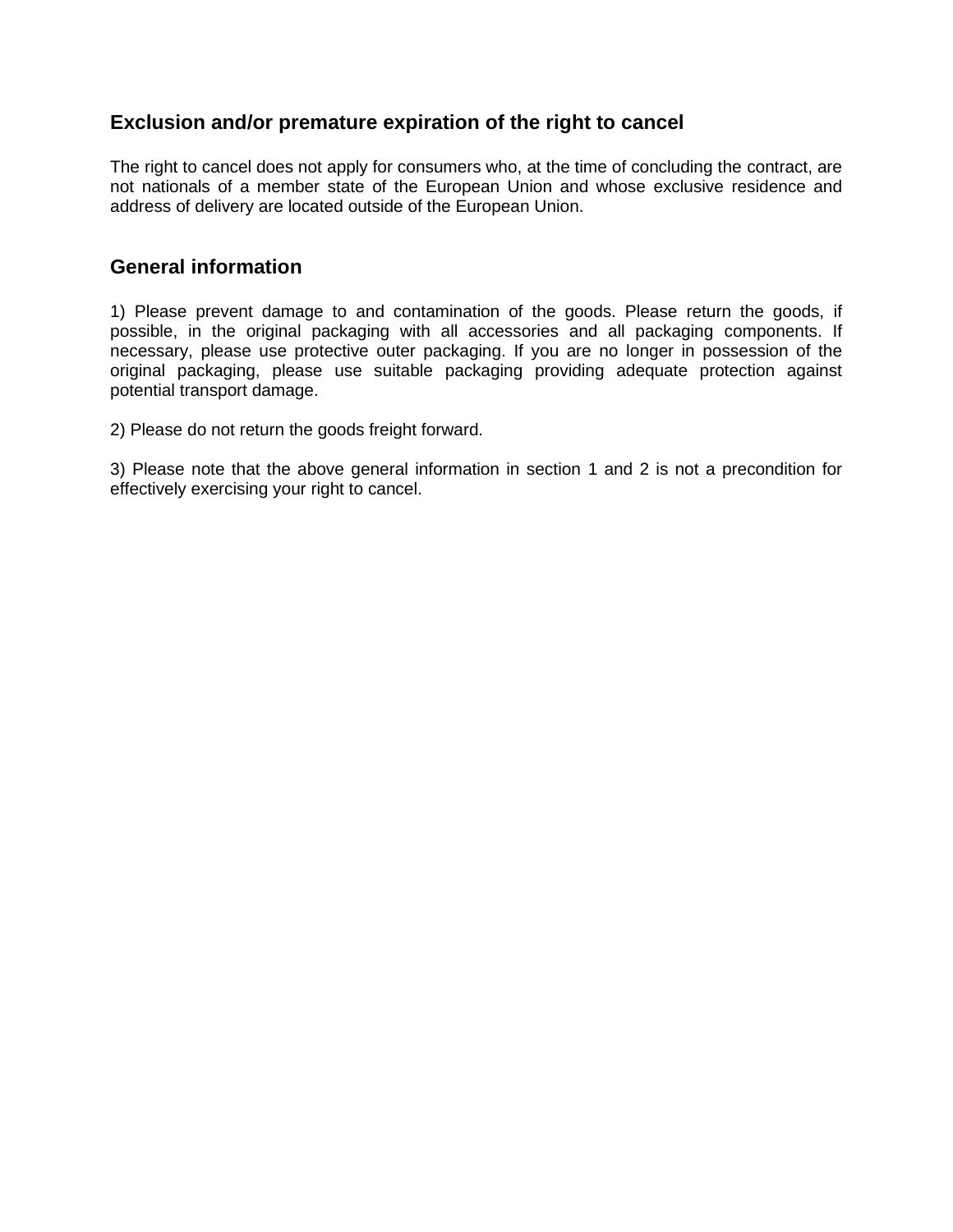## Exclusion and/or premature expiration of the right to cancel

The right to cancel does not apply for consumers who, at the time of concluding the contract, are not nationals of a member state of the European Union and whose exclusive residence and address of delivery are located outside of the European Union.

## General information

1) Please prevent damage to and contamination of the goods. Please return the goods, if possible, in the original packaging with all accessories and all packaging components. If necessary, please use protective outer packaging. If you are no longer in possession of the original packaging, please use suitable packaging providing adequate protection against potential transport damage.

2) Please do not return the goods freight forward.

3) Please note that the above general information in section 1 and 2 is not a precondition for effectively exercising your right to cancel.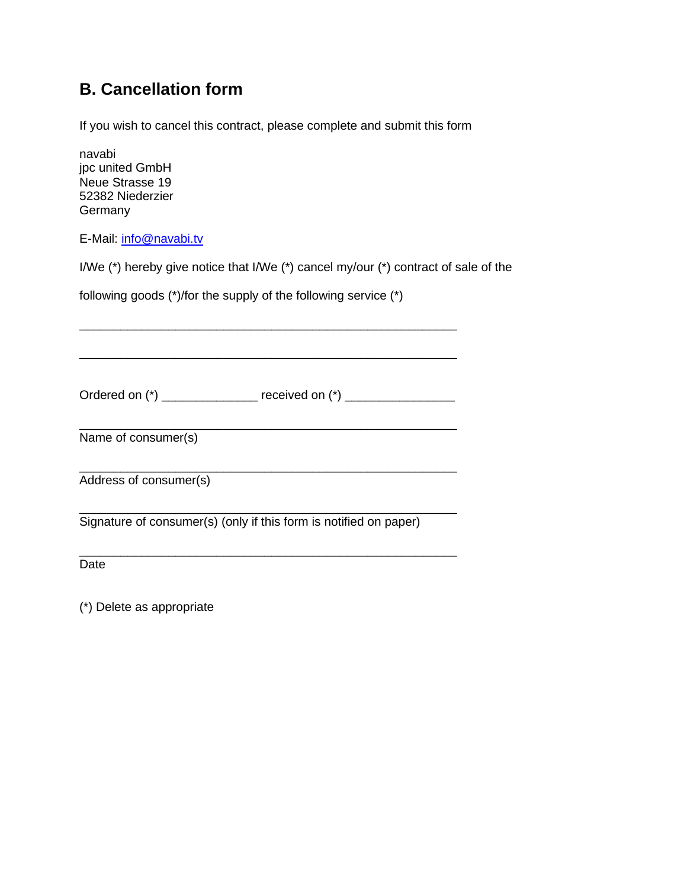## B. Cancellation form

If you wish to cancel this contract, please complete and submit this form

navabi
jpc united GmbH
Neue Strasse 19
52382 Niederzier
Germany

E-Mail: [info@navabi.tv](mailto:info@navabi.tv)

I/We (*) hereby give notice that I/We (*) cancel my/our (*) contract of sale of the

following goods (*)/for the supply of the following service (*)

_______________________________________________________

_______________________________________________________

Ordered on (*) ______________ received on (*) ________________

_______________________________________________________
Name of consumer(s)

_______________________________________________________
Address of consumer(s)

_______________________________________________________
Signature of consumer(s) (only if this form is notified on paper)

_______________________________________________________
Date

(*) Delete as appropriate